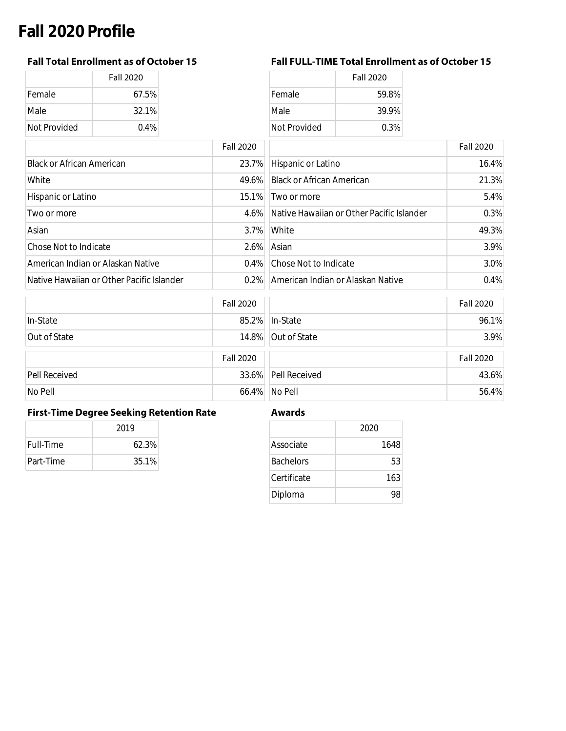# Fall 2020 Profile

### Fall Total Enrollment as of October 15

| | Fall 2020 |
|---|---|
| Female | 67.5% |
| Male | 32.1% |
| Not Provided | 0.4% |

| | Fall 2020 |
|---|---|
| Black or African American | 23.7% |
| White | 49.6% |
| Hispanic or Latino | 15.1% |
| Two or more | 4.6% |
| Asian | 3.7% |
| Chose Not to Indicate | 2.6% |
| American Indian or Alaskan Native | 0.4% |
| Native Hawaiian or Other Pacific Islander | 0.2% |

| | Fall 2020 |
|---|---|
| In-State | 85.2% |
| Out of State | 14.8% |

| | Fall 2020 |
|---|---|
| Pell Received | 33.6% |
| No Pell | 66.4% |

### Fall FULL-TIME Total Enrollment as of October 15

| | Fall 2020 |
|---|---|
| Female | 59.8% |
| Male | 39.9% |
| Not Provided | 0.3% |

| | Fall 2020 |
|---|---|
| Hispanic or Latino | 16.4% |
| Black or African American | 21.3% |
| Two or more | 5.4% |
| Native Hawaiian or Other Pacific Islander | 0.3% |
| White | 49.3% |
| Asian | 3.9% |
| Chose Not to Indicate | 3.0% |
| American Indian or Alaskan Native | 0.4% |

| | Fall 2020 |
|---|---|
| In-State | 96.1% |
| Out of State | 3.9% |

| | Fall 2020 |
|---|---|
| Pell Received | 43.6% |
| No Pell | 56.4% |

### First-Time Degree Seeking Retention Rate

| | 2019 |
|---|---|
| Full-Time | 62.3% |
| Part-Time | 35.1% |

### Awards

| | 2020 |
|---|---|
| Associate | 1648 |
| Bachelors | 53 |
| Certificate | 163 |
| Diploma | 98 |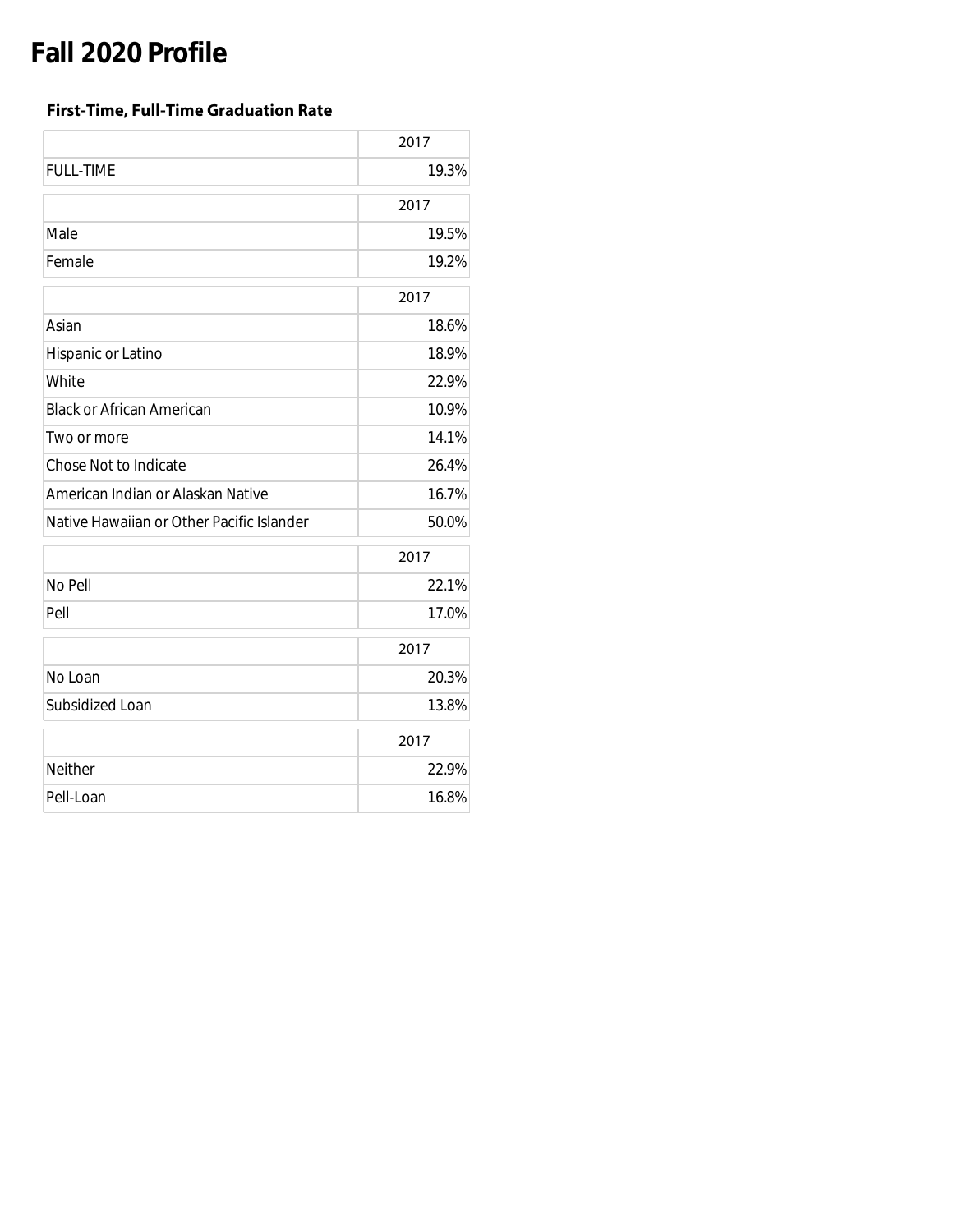# Fall 2020 Profile

### First-Time, Full-Time Graduation Rate

| | 2017 |
|---|---|
| FULL-TIME | 19.3% |

| | 2017 |
|---|---|
| Male | 19.5% |
| Female | 19.2% |

| | 2017 |
|---|---|
| Asian | 18.6% |
| Hispanic or Latino | 18.9% |
| White | 22.9% |
| Black or African American | 10.9% |
| Two or more | 14.1% |
| Chose Not to Indicate | 26.4% |
| American Indian or Alaskan Native | 16.7% |
| Native Hawaiian or Other Pacific Islander | 50.0% |

| | 2017 |
|---|---|
| No Pell | 22.1% |
| Pell | 17.0% |

| | 2017 |
|---|---|
| No Loan | 20.3% |
| Subsidized Loan | 13.8% |

| | 2017 |
|---|---|
| Neither | 22.9% |
| Pell-Loan | 16.8% |